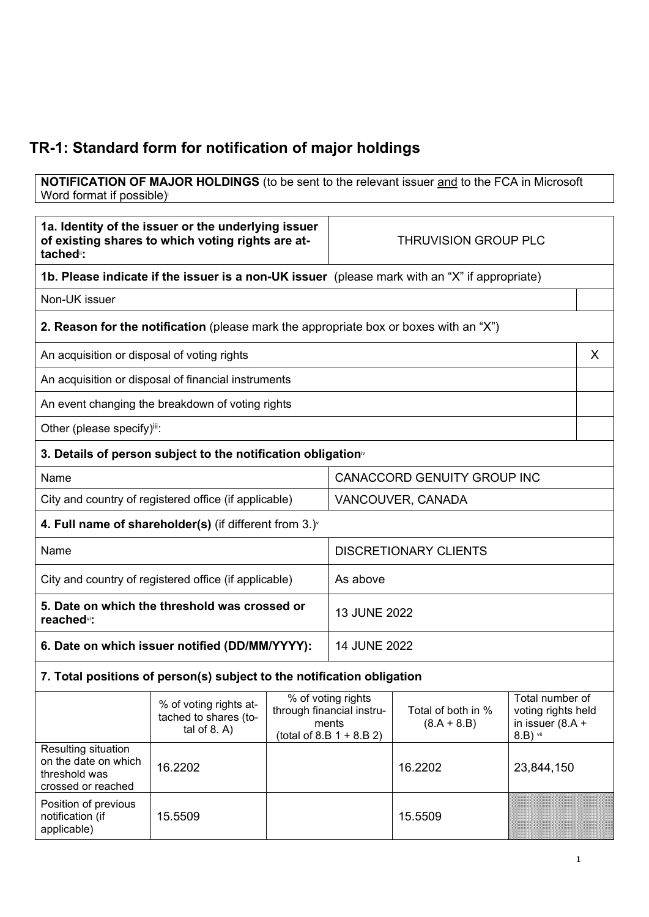# TR-1: Standard form for notification of major holdings

**NOTIFICATION OF MAJOR HOLDINGS** (to be sent to the relevant issuer and to the FCA in Microsoft Word format if possible)[i]

| **1a. Identity of the issuer or the underlying issuer of existing shares to which voting rights are attached[ii]:** | THRUVISION GROUP PLC |
|---|---|

**1b. Please indicate if the issuer is a non-UK issuer** (please mark with an "X" if appropriate)

| Non-UK issuer | |
|---|---|

**2. Reason for the notification** (please mark the appropriate box or boxes with an "X")

| | |
|---|---|
| An acquisition or disposal of voting rights | X |
| An acquisition or disposal of financial instruments | |
| An event changing the breakdown of voting rights | |
| Other (please specify)[iii]: | |

**3. Details of person subject to the notification obligation[iv]**

| | |
|---|---|
| Name | CANACCORD GENUITY GROUP INC |
| City and country of registered office (if applicable) | VANCOUVER, CANADA |

**4. Full name of shareholder(s)** (if different from 3.)[v]

| | |
|---|---|
| Name | DISCRETIONARY CLIENTS |
| City and country of registered office (if applicable) | As above |

| | |
|---|---|
| **5. Date on which the threshold was crossed or reached[vi]:** | 13 JUNE 2022 |
| **6. Date on which issuer notified (DD/MM/YYYY):** | 14 JUNE 2022 |

**7. Total positions of person(s) subject to the notification obligation**

| | % of voting rights attached to shares (total of 8. A) | % of voting rights through financial instruments (total of 8.B 1 + 8.B 2) | Total of both in % (8.A + 8.B) | Total number of voting rights held in issuer (8.A + 8.B) [vii] |
|---|---|---|---|---|
| Resulting situation on the date on which threshold was crossed or reached | 16.2202 | | 16.2202 | 23,844,150 |
| Position of previous notification (if applicable) | 15.5509 | | 15.5509 | |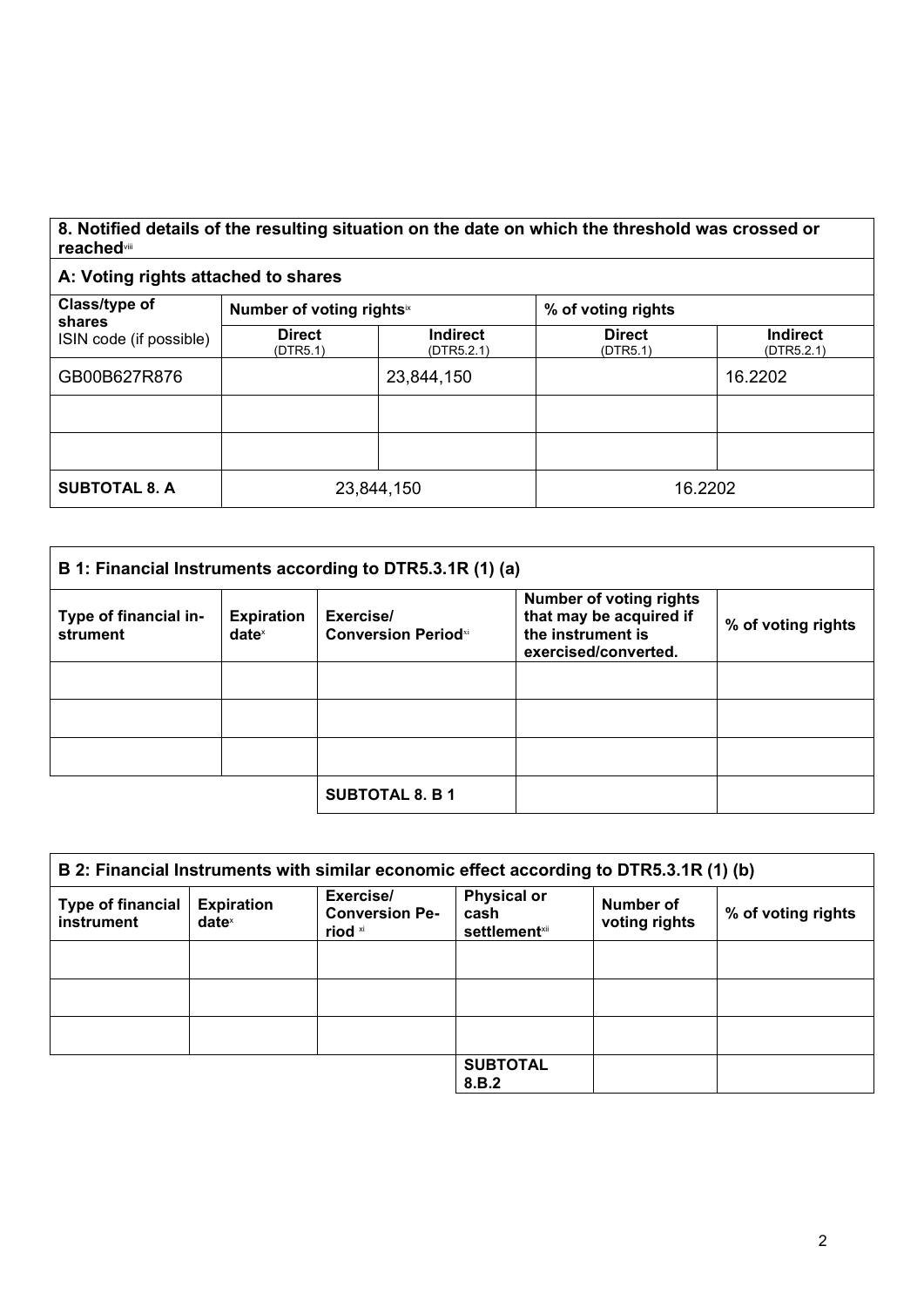**8. Notified details of the resulting situation on the date on which the threshold was crossed or reached**[viii]

**A: Voting rights attached to shares**

| Class/type of shares<br>ISIN code (if possible) | Number of voting rights[ix] | | % of voting rights | |
|---|---|---|---|---|
| | **Direct** (DTR5.1) | **Indirect** (DTR5.2.1) | **Direct** (DTR5.1) | **Indirect** (DTR5.2.1) |
| GB00B627R876 | | 23,844,150 | | 16.2202 |
| | | | | |
| | | | | |
| **SUBTOTAL 8. A** | 23,844,150 | | 16.2202 | |

**B 1: Financial Instruments according to DTR5.3.1R (1) (a)**

| Type of financial instrument | Expiration date[x] | Exercise/ Conversion Period[xi] | Number of voting rights that may be acquired if the instrument is exercised/converted. | % of voting rights |
|---|---|---|---|---|
| | | | | |
| | | | | |
| | | | | |
| | | **SUBTOTAL 8. B 1** | | |

**B 2: Financial Instruments with similar economic effect according to DTR5.3.1R (1) (b)**

| Type of financial instrument | Expiration date[x] | Exercise/ Conversion Period [xi] | Physical or cash settlement[xii] | Number of voting rights | % of voting rights |
|---|---|---|---|---|---|
| | | | | | |
| | | | | | |
| | | | | | |
| | | | **SUBTOTAL 8.B.2** | | |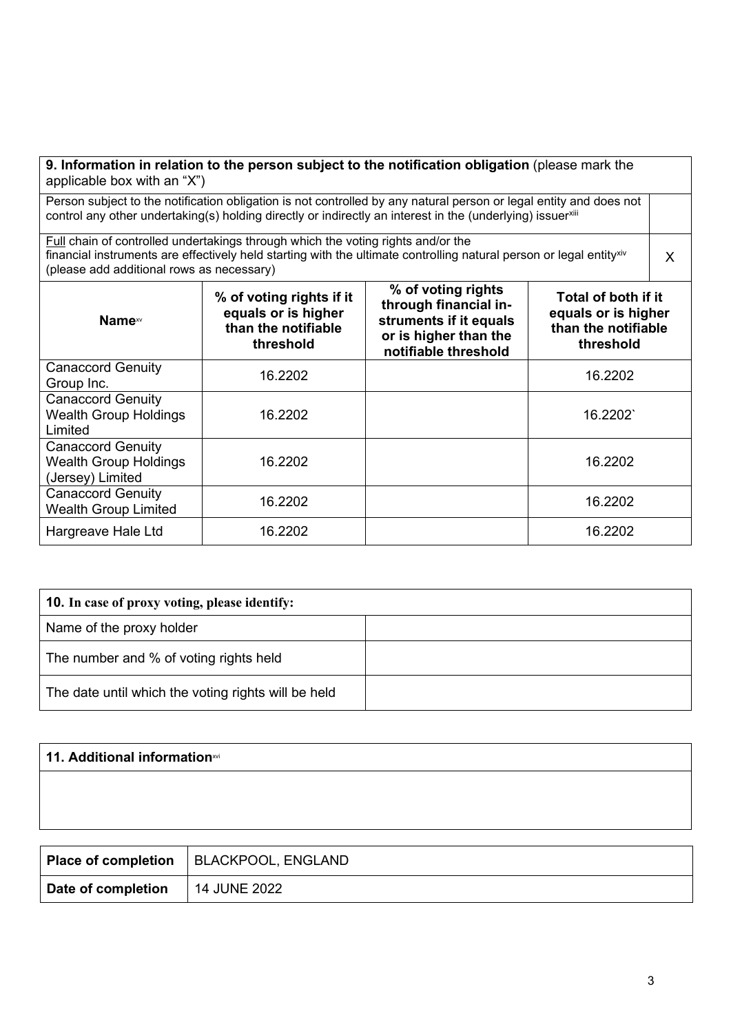| **9. Information in relation to the person subject to the notification obligation** (please mark the applicable box with an "X") | |
|---|---|
| Person subject to the notification obligation is not controlled by any natural person or legal entity and does not control any other undertaking(s) holding directly or indirectly an interest in the (underlying) issuer[xiii] | |
| Full chain of controlled undertakings through which the voting rights and/or the financial instruments are effectively held starting with the ultimate controlling natural person or legal entity[xiv] (please add additional rows as necessary) | X |

| **Name**[xv] | **% of voting rights if it equals or is higher than the notifiable threshold** | **% of voting rights through financial instruments if it equals or is higher than the notifiable threshold** | **Total of both if it equals or is higher than the notifiable threshold** |
|---|---|---|---|
| Canaccord Genuity Group Inc. | 16.2202 | | 16.2202 |
| Canaccord Genuity Wealth Group Holdings Limited | 16.2202 | | 16.2202` |
| Canaccord Genuity Wealth Group Holdings (Jersey) Limited | 16.2202 | | 16.2202 |
| Canaccord Genuity Wealth Group Limited | 16.2202 | | 16.2202 |
| Hargreave Hale Ltd | 16.2202 | | 16.2202 |

| **10. In case of proxy voting, please identify:** | |
|---|---|
| Name of the proxy holder | |
| The number and % of voting rights held | |
| The date until which the voting rights will be held | |

| **11. Additional information**[xvi] |
|---|
| |

| | |
|---|---|
| **Place of completion** | BLACKPOOL, ENGLAND |
| **Date of completion** | 14 JUNE 2022 |